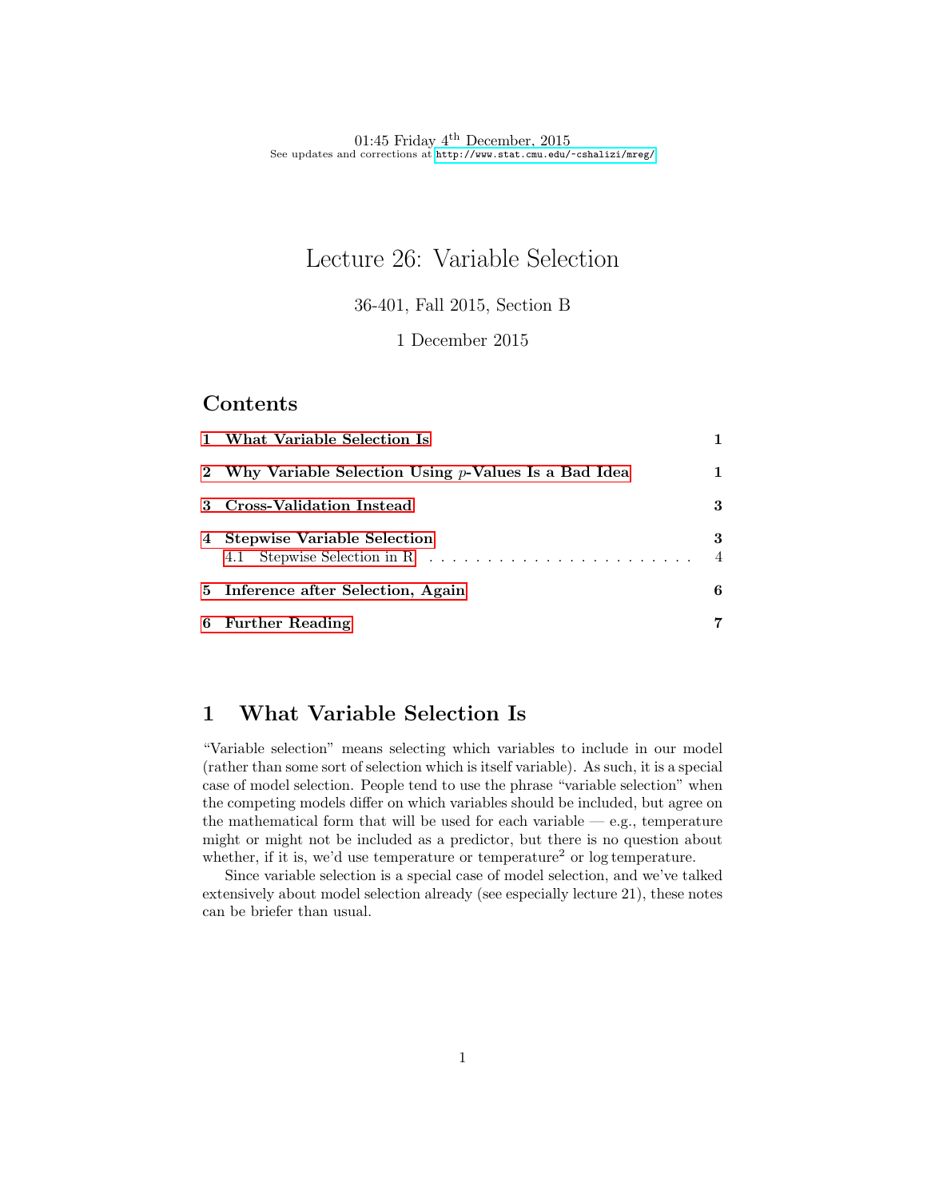01:45 Friday 4th December, 2015
See updates and corrections at http://www.stat.cmu.edu/~cshalizi/mreg/

# Lecture 26: Variable Selection

36-401, Fall 2015, Section B

1 December 2015

## Contents

| | |
|---|---|
| **1 What Variable Selection Is** | **1** |
| **2 Why Variable Selection Using $p$-Values Is a Bad Idea** | **1** |
| **3 Cross-Validation Instead** | **3** |
| **4 Stepwise Variable Selection** | **3** |
| 4.1 Stepwise Selection in R | 4 |
| **5 Inference after Selection, Again** | **6** |
| **6 Further Reading** | **7** |

## 1 What Variable Selection Is

"Variable selection" means selecting which variables to include in our model (rather than some sort of selection which is itself variable). As such, it is a special case of model selection. People tend to use the phrase "variable selection" when the competing models differ on which variables should be included, but agree on the mathematical form that will be used for each variable — e.g., temperature might or might not be included as a predictor, but there is no question about whether, if it is, we'd use temperature or temperature$^2$ or log temperature.

Since variable selection is a special case of model selection, and we've talked extensively about model selection already (see especially lecture 21), these notes can be briefer than usual.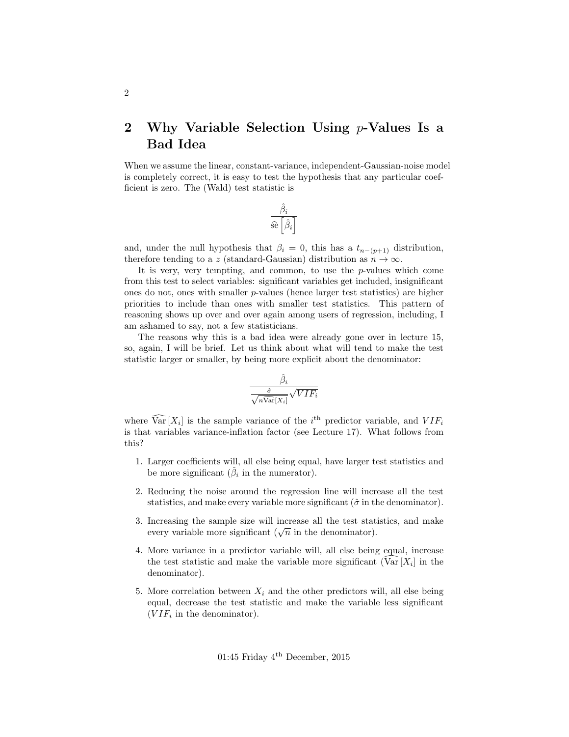## 2 Why Variable Selection Using $p$-Values Is a Bad Idea

When we assume the linear, constant-variance, independent-Gaussian-noise model is completely correct, it is easy to test the hypothesis that any particular coefficient is zero. The (Wald) test statistic is

$$\frac{\hat{\beta}_i}{\widehat{\mathrm{se}}\left[\hat{\beta}_i\right]}$$

and, under the null hypothesis that $\beta_i = 0$, this has a $t_{n-(p+1)}$ distribution, therefore tending to a $z$ (standard-Gaussian) distribution as $n \rightarrow \infty$.

It is very, very tempting, and common, to use the $p$-values which come from this test to select variables: significant variables get included, insignificant ones do not, ones with smaller $p$-values (hence larger test statistics) are higher priorities to include than ones with smaller test statistics. This pattern of reasoning shows up over and over again among users of regression, including, I am ashamed to say, not a few statisticians.

The reasons why this is a bad idea were already gone over in lecture 15, so, again, I will be brief. Let us think about what will tend to make the test statistic larger or smaller, by being more explicit about the denominator:

$$\frac{\hat{\beta}_i}{\frac{\hat{\sigma}}{\sqrt{n\widehat{\mathrm{Var}}[X_i]}}\sqrt{VIF_i}}$$

where $\widehat{\mathrm{Var}}\left[X_i\right]$ is the sample variance of the $i^{\mathrm{th}}$ predictor variable, and $VIF_i$ is that variables variance-inflation factor (see Lecture 17). What follows from this?

1. Larger coefficients will, all else being equal, have larger test statistics and be more significant ($\hat{\beta}_i$ in the numerator).
2. Reducing the noise around the regression line will increase all the test statistics, and make every variable more significant ($\hat{\sigma}$ in the denominator).
3. Increasing the sample size will increase all the test statistics, and make every variable more significant ($\sqrt{n}$ in the denominator).
4. More variance in a predictor variable will, all else being equal, increase the test statistic and make the variable more significant ($\widehat{\mathrm{Var}}\left[X_i\right]$ in the denominator).
5. More correlation between $X_i$ and the other predictors will, all else being equal, decrease the test statistic and make the variable less significant ($VIF_i$ in the denominator).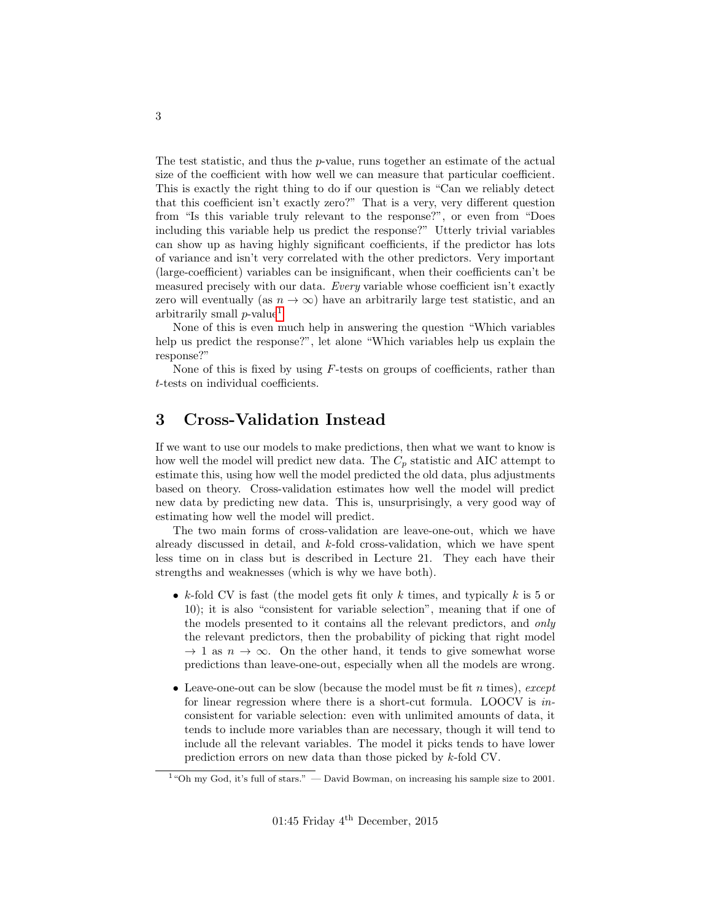The test statistic, and thus the $p$-value, runs together an estimate of the actual size of the coefficient with how well we can measure that particular coefficient. This is exactly the right thing to do if our question is "Can we reliably detect that this coefficient isn't exactly zero?" That is a very, very different question from "Is this variable truly relevant to the response?", or even from "Does including this variable help us predict the response?" Utterly trivial variables can show up as having highly significant coefficients, if the predictor has lots of variance and isn't very correlated with the other predictors. Very important (large-coefficient) variables can be insignificant, when their coefficients can't be measured precisely with our data. *Every* variable whose coefficient isn't exactly zero will eventually (as $n \to \infty$) have an arbitrarily large test statistic, and an arbitrarily small $p$-value[1].

None of this is even much help in answering the question "Which variables help us predict the response?", let alone "Which variables help us explain the response?"

None of this is fixed by using $F$-tests on groups of coefficients, rather than $t$-tests on individual coefficients.

# 3 Cross-Validation Instead

If we want to use our models to make predictions, then what we want to know is how well the model will predict new data. The $C_p$ statistic and AIC attempt to estimate this, using how well the model predicted the old data, plus adjustments based on theory. Cross-validation estimates how well the model will predict new data by predicting new data. This is, unsurprisingly, a very good way of estimating how well the model will predict.

The two main forms of cross-validation are leave-one-out, which we have already discussed in detail, and $k$-fold cross-validation, which we have spent less time on in class but is described in Lecture 21. They each have their strengths and weaknesses (which is why we have both).

- $k$-fold CV is fast (the model gets fit only $k$ times, and typically $k$ is 5 or 10); it is also "consistent for variable selection", meaning that if one of the models presented to it contains all the relevant predictors, and *only* the relevant predictors, then the probability of picking that right model $\to 1$ as $n \to \infty$. On the other hand, it tends to give somewhat worse predictions than leave-one-out, especially when all the models are wrong.
- Leave-one-out can be slow (because the model must be fit $n$ times), *except* for linear regression where there is a short-cut formula. LOOCV is *in*consistent for variable selection: even with unlimited amounts of data, it tends to include more variables than are necessary, though it will tend to include all the relevant variables. The model it picks tends to have lower prediction errors on new data than those picked by $k$-fold CV.

[1] "Oh my God, it's full of stars." — David Bowman, on increasing his sample size to 2001.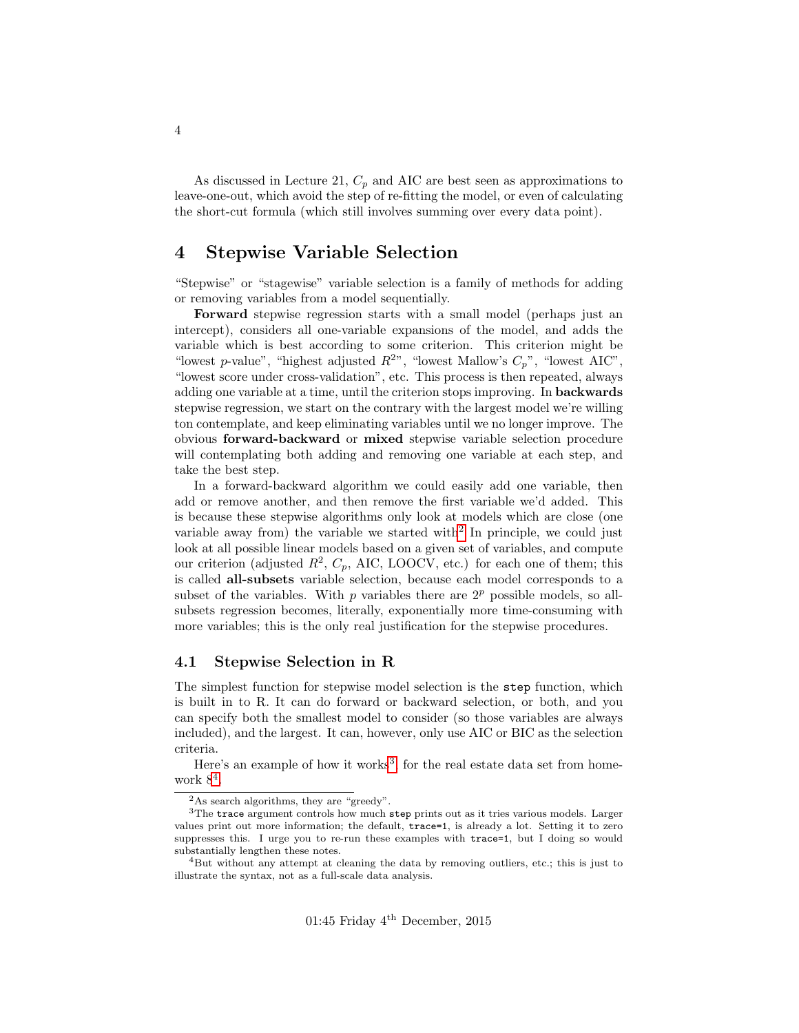As discussed in Lecture 21, $C_p$ and AIC are best seen as approximations to leave-one-out, which avoid the step of re-fitting the model, or even of calculating the short-cut formula (which still involves summing over every data point).

# 4 Stepwise Variable Selection

"Stepwise" or "stagewise" variable selection is a family of methods for adding or removing variables from a model sequentially.

**Forward** stepwise regression starts with a small model (perhaps just an intercept), considers all one-variable expansions of the model, and adds the variable which is best according to some criterion. This criterion might be "lowest $p$-value", "highest adjusted $R^2$", "lowest Mallow's $C_p$", "lowest AIC", "lowest score under cross-validation", etc. This process is then repeated, always adding one variable at a time, until the criterion stops improving. In **backwards** stepwise regression, we start on the contrary with the largest model we're willing ton contemplate, and keep eliminating variables until we no longer improve. The obvious **forward-backward** or **mixed** stepwise variable selection procedure will contemplating both adding and removing one variable at each step, and take the best step.

In a forward-backward algorithm we could easily add one variable, then add or remove another, and then remove the first variable we'd added. This is because these stepwise algorithms only look at models which are close (one variable away from) the variable we started with[2] In principle, we could just look at all possible linear models based on a given set of variables, and compute our criterion (adjusted $R^2$, $C_p$, AIC, LOOCV, etc.) for each one of them; this is called **all-subsets** variable selection, because each model corresponds to a subset of the variables. With $p$ variables there are $2^p$ possible models, so all-subsets regression becomes, literally, exponentially more time-consuming with more variables; this is the only real justification for the stepwise procedures.

## 4.1 Stepwise Selection in R

The simplest function for stepwise model selection is the `step` function, which is built in to R. It can do forward or backward selection, or both, and you can specify both the smallest model to consider (so those variables are always included), and the largest. It can, however, only use AIC or BIC as the selection criteria.

Here's an example of how it works[3], for the real estate data set from homework 8[4].

[2] As search algorithms, they are "greedy".

[3] The `trace` argument controls how much `step` prints out as it tries various models. Larger values print out more information; the default, `trace=1`, is already a lot. Setting it to zero suppresses this. I urge you to re-run these examples with `trace=1`, but I doing so would substantially lengthen these notes.

[4] But without any attempt at cleaning the data by removing outliers, etc.; this is just to illustrate the syntax, not as a full-scale data analysis.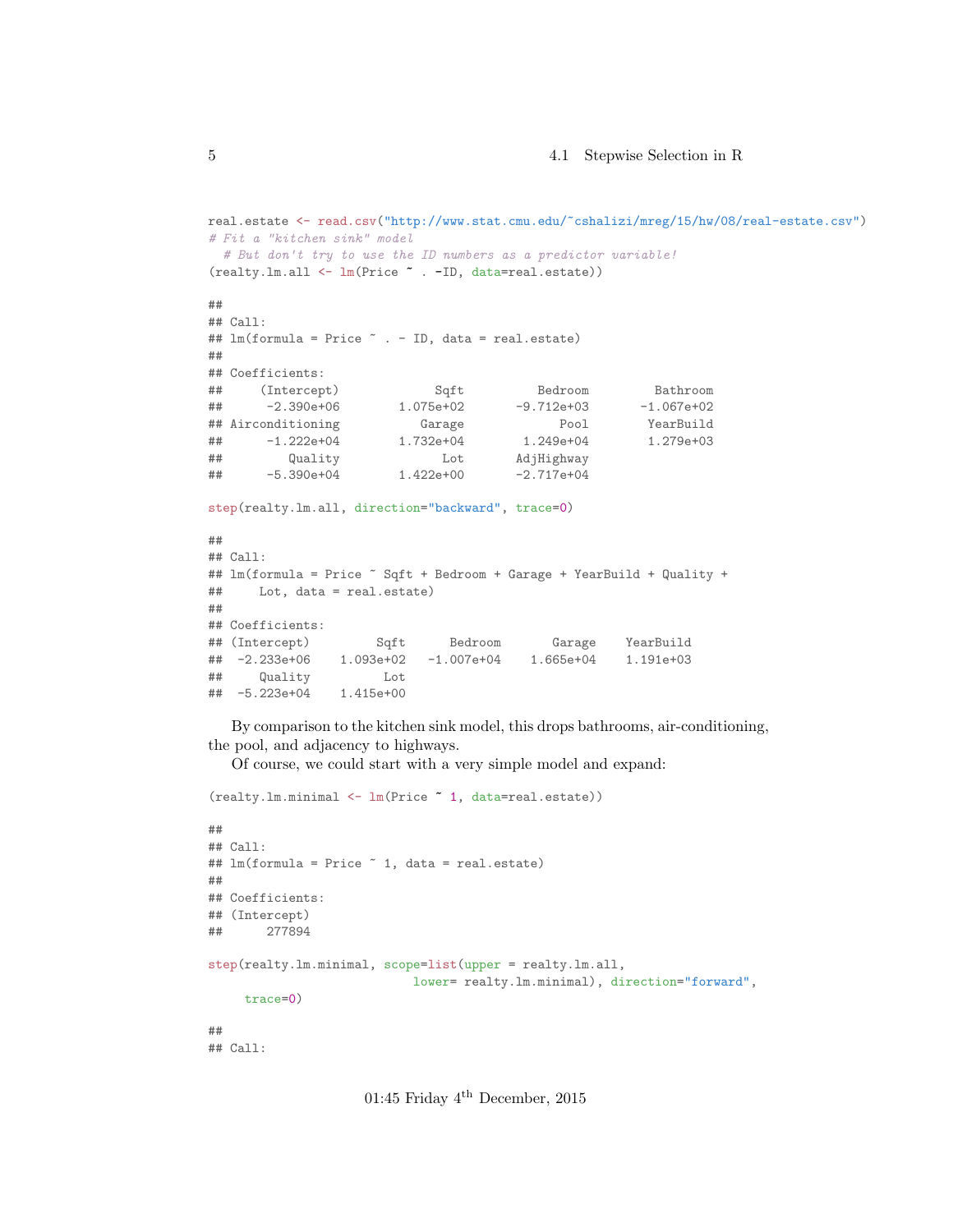```r
real.estate <- read.csv("http://www.stat.cmu.edu/~cshalizi/mreg/15/hw/08/real-estate.csv")
# Fit a "kitchen sink" model
  # But don't try to use the ID numbers as a predictor variable!
(realty.lm.all <- lm(Price ~ . -ID, data=real.estate))

##
## Call:
## lm(formula = Price ~ . - ID, data = real.estate)
##
## Coefficients:
##     (Intercept)             Sqft          Bedroom         Bathroom
##      -2.390e+06        1.075e+02       -9.712e+03       -1.067e+02
## Airconditioning           Garage             Pool        YearBuild
##      -1.222e+04        1.732e+04        1.249e+04        1.279e+03
##         Quality              Lot       AdjHighway
##      -5.390e+04        1.422e+00       -2.717e+04

step(realty.lm.all, direction="backward", trace=0)

##
## Call:
## lm(formula = Price ~ Sqft + Bedroom + Garage + YearBuild + Quality +
##     Lot, data = real.estate)
##
## Coefficients:
## (Intercept)         Sqft      Bedroom       Garage    YearBuild
##  -2.233e+06    1.093e+02   -1.007e+04    1.665e+04    1.191e+03
##     Quality          Lot
##  -5.223e+04    1.415e+00
```

By comparison to the kitchen sink model, this drops bathrooms, air-conditioning, the pool, and adjacency to highways.

Of course, we could start with a very simple model and expand:

```r
(realty.lm.minimal <- lm(Price ~ 1, data=real.estate))

##
## Call:
## lm(formula = Price ~ 1, data = real.estate)
##
## Coefficients:
## (Intercept)
##      277894

step(realty.lm.minimal, scope=list(upper = realty.lm.all,
                            lower= realty.lm.minimal), direction="forward",
     trace=0)

##
## Call:
```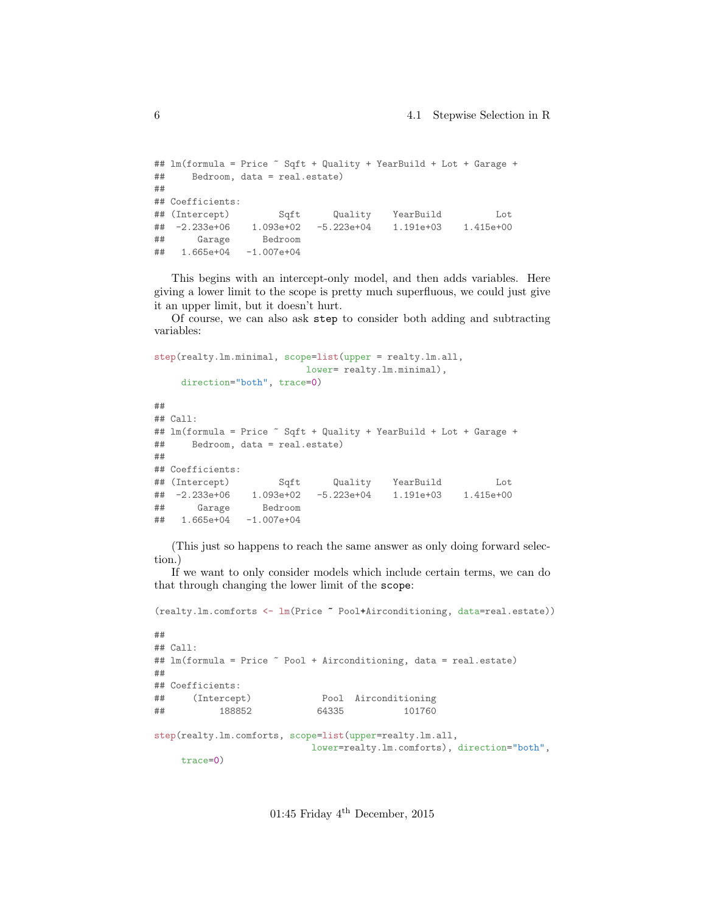```
## lm(formula = Price ~ Sqft + Quality + YearBuild + Lot + Garage +
##     Bedroom, data = real.estate)
##
## Coefficients:
## (Intercept)         Sqft      Quality    YearBuild          Lot
##  -2.233e+06    1.093e+02   -5.223e+04    1.191e+03    1.415e+00
##      Garage      Bedroom
##   1.665e+04   -1.007e+04
```

This begins with an intercept-only model, and then adds variables. Here giving a lower limit to the scope is pretty much superfluous, we could just give it an upper limit, but it doesn't hurt.

Of course, we can also ask `step` to consider both adding and subtracting variables:

```
step(realty.lm.minimal, scope=list(upper = realty.lm.all,
                            lower= realty.lm.minimal),
     direction="both", trace=0)

##
## Call:
## lm(formula = Price ~ Sqft + Quality + YearBuild + Lot + Garage +
##     Bedroom, data = real.estate)
##
## Coefficients:
## (Intercept)         Sqft      Quality    YearBuild          Lot
##  -2.233e+06    1.093e+02   -5.223e+04    1.191e+03    1.415e+00
##      Garage      Bedroom
##   1.665e+04   -1.007e+04
```

(This just so happens to reach the same answer as only doing forward selection.)

If we want to only consider models which include certain terms, we can do that through changing the lower limit of the `scope`:

```
(realty.lm.comforts <- lm(Price ~ Pool+Airconditioning, data=real.estate))

##
## Call:
## lm(formula = Price ~ Pool + Airconditioning, data = real.estate)
##
## Coefficients:
##     (Intercept)             Pool  Airconditioning
##          188852            64335           101760

step(realty.lm.comforts, scope=list(upper=realty.lm.all,
                             lower=realty.lm.comforts), direction="both",
     trace=0)
```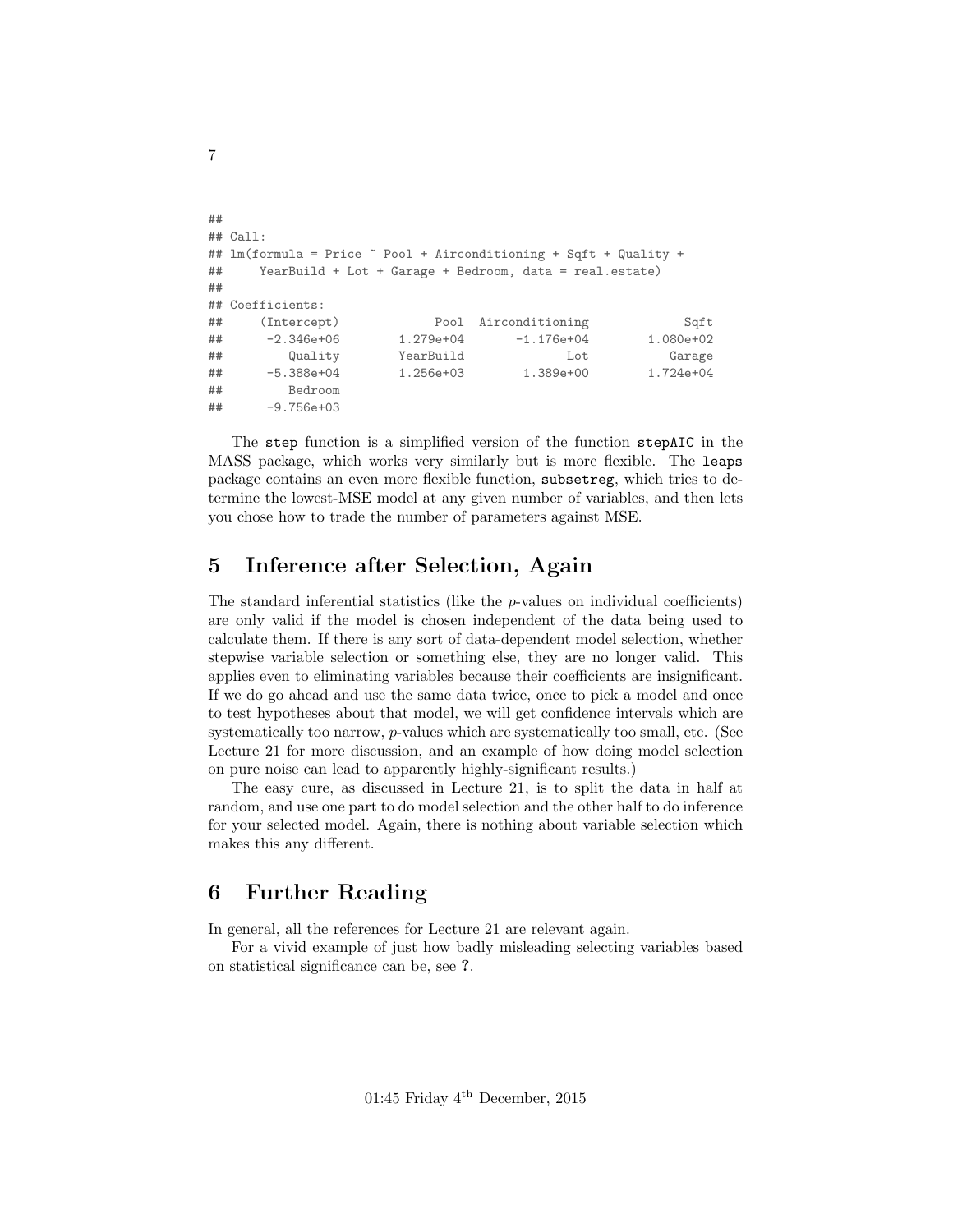```
##
## Call:
## lm(formula = Price ~ Pool + Airconditioning + Sqft + Quality +
##     YearBuild + Lot + Garage + Bedroom, data = real.estate)
##
## Coefficients:
##     (Intercept)            Pool  Airconditioning             Sqft
##      -2.346e+06       1.279e+04       -1.176e+04        1.080e+02
##         Quality       YearBuild              Lot           Garage
##      -5.388e+04       1.256e+03        1.389e+00        1.724e+04
##         Bedroom
##      -9.756e+03
```

The `step` function is a simplified version of the function `stepAIC` in the MASS package, which works very similarly but is more flexible. The `leaps` package contains an even more flexible function, `subsetreg`, which tries to determine the lowest-MSE model at any given number of variables, and then lets you chose how to trade the number of parameters against MSE.

# 5 Inference after Selection, Again

The standard inferential statistics (like the $p$-values on individual coefficients) are only valid if the model is chosen independent of the data being used to calculate them. If there is any sort of data-dependent model selection, whether stepwise variable selection or something else, they are no longer valid. This applies even to eliminating variables because their coefficients are insignificant. If we do go ahead and use the same data twice, once to pick a model and once to test hypotheses about that model, we will get confidence intervals which are systematically too narrow, $p$-values which are systematically too small, etc. (See Lecture 21 for more discussion, and an example of how doing model selection on pure noise can lead to apparently highly-significant results.)

The easy cure, as discussed in Lecture 21, is to split the data in half at random, and use one part to do model selection and the other half to do inference for your selected model. Again, there nothing about variable selection which makes this any different.

# 6 Further Reading

In general, all the references for Lecture 21 are relevant again.

For a vivid example of just how badly misleading selecting variables based on statistical significance can be, see **?**.